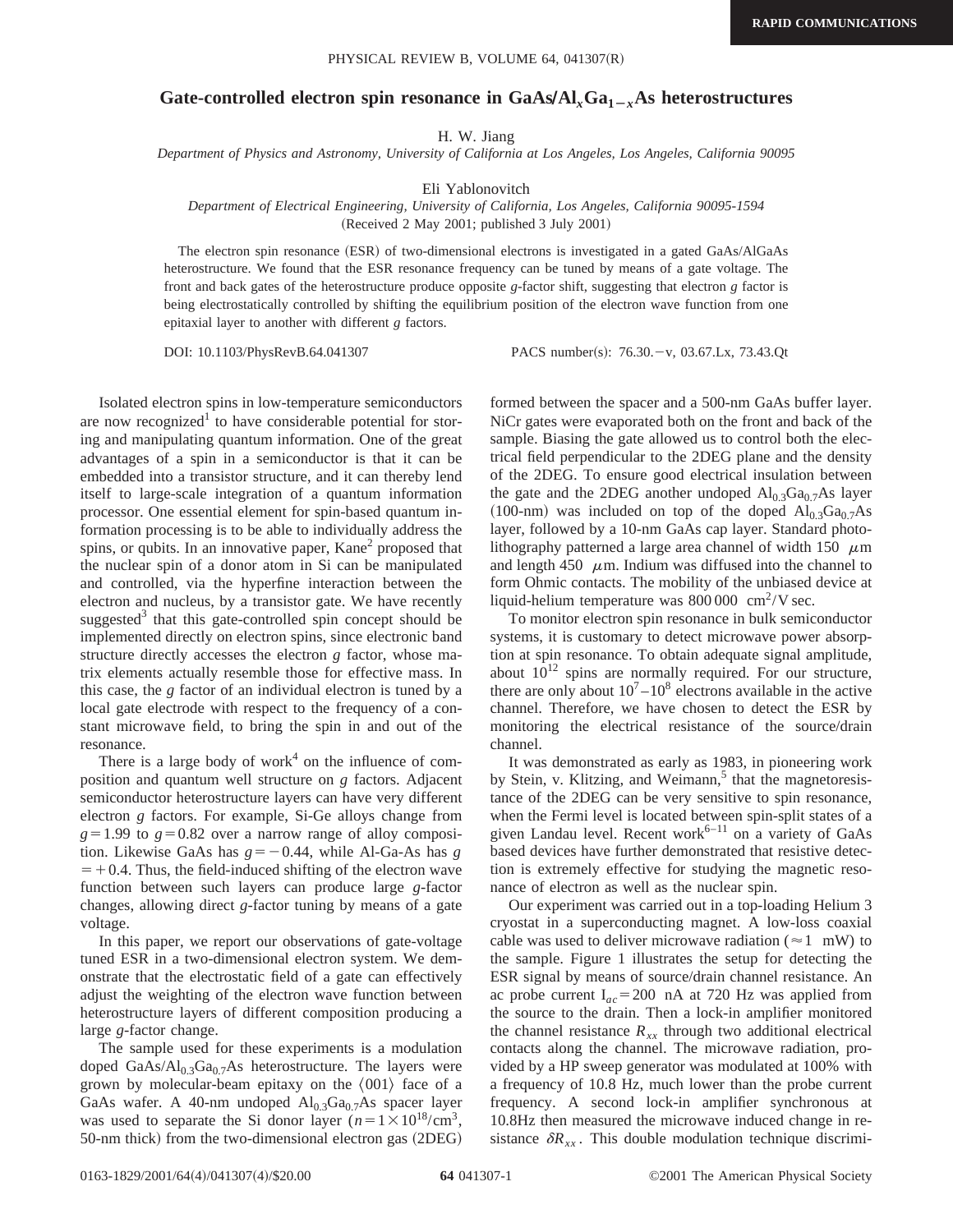# Gate-controlled electron spin resonance in $GaAs/Al_xGa_{1-x}As$ heterostructures

H. W. Jiang

*Department of Physics and Astronomy, University of California at Los Angeles, Los Angeles, California 90095*

Eli Yablonovitch

*Department of Electrical Engineering, University of California, Los Angeles, California 90095-1594*

(Received 2 May 2001; published 3 July 2001)

The electron spin resonance (ESR) of two-dimensional electrons is investigated in a gated GaAs/AlGaAs heterostructure. We found that the ESR resonance frequency can be tuned by means of a gate voltage. The front and back gates of the heterostructure produce opposite $g$-factor shift, suggesting that electron $g$ factor is being electrostatically controlled by shifting the equilibrium position of the electron wave function from one epitaxial layer to another with different $g$ factors.

DOI: 10.1103/PhysRevB.64.041307 PACS number(s): 76.30.−v, 03.67.Lx, 73.43.Qt

Isolated electron spins in low-temperature semiconductors are now recognized[1] to have considerable potential for storing and manipulating quantum information. One of the great advantages of a spin in a semiconductor is that it can be embedded into a transistor structure, and it can thereby lend itself to large-scale integration of a quantum information processor. One essential element for spin-based quantum information processing is to be able to individually address the spins, or qubits. In an innovative paper, Kane[2] proposed that the nuclear spin of a donor atom in Si can be manipulated and controlled, via the hyperfine interaction between the electron and nucleus, by a transistor gate. We have recently suggested[3] that this gate-controlled spin concept should be implemented directly on electron spins, since electronic band structure directly accesses the electron $g$ factor, whose matrix elements actually resemble those for effective mass. In this case, the $g$ factor of an individual electron is tuned by a local gate electrode with respect to the frequency of a constant microwave field, to bring the spin in and out of the resonance.

There is a large body of work[4] on the influence of composition and quantum well structure on $g$ factors. Adjacent semiconductor heterostructure layers can have very different electron $g$ factors. For example, Si-Ge alloys change from $g=1.99$ to $g=0.82$ over a narrow range of alloy composition. Likewise GaAs has $g=-0.44$, while Al-Ga-As has $g=+0.4$. Thus, the field-induced shifting of the electron wave function between such layers can produce large $g$-factor changes, allowing direct $g$-factor tuning by means of a gate voltage.

In this paper, we report our observations of gate-voltage tuned ESR in a two-dimensional electron system. We demonstrate that the electrostatic field of a gate can effectively adjust the weighting of the electron wave function between heterostructure layers of different composition producing a large $g$-factor change.

The sample used for these experiments is a modulation doped $GaAs/Al_{0.3}Ga_{0.7}As$ heterostructure. The layers were grown by molecular-beam epitaxy on the ⟨001⟩ face of a GaAs wafer. A 40-nm undoped $Al_{0.3}Ga_{0.7}As$ spacer layer was used to separate the Si donor layer ($n=1\times10^{18}/cm^3$, 50-nm thick) from the two-dimensional electron gas (2DEG) formed between the spacer and a 500-nm GaAs buffer layer. NiCr gates were evaporated both on the front and back of the sample. Biasing the gate allowed us to control both the electrical field perpendicular to the 2DEG plane and the density of the 2DEG. To ensure good electrical insulation between the gate and the 2DEG another undoped $Al_{0.3}Ga_{0.7}As$ layer (100-nm) was included on top of the doped $Al_{0.3}Ga_{0.7}As$ layer, followed by a 10-nm GaAs cap layer. Standard photolithography patterned a large area channel of width 150 $\mu$m and length 450 $\mu$m. Indium was diffused into the channel to form Ohmic contacts. The mobility of the unbiased device at liquid-helium temperature was 800 000 $cm^2/V\,sec$.

To monitor electron spin resonance in bulk semiconductor systems, it is customary to detect microwave power absorption at spin resonance. To obtain adequate signal amplitude, about $10^{12}$ spins are normally required. For our structure, there are only about $10^7$–$10^8$ electrons available in the active channel. Therefore, we have chosen to detect the ESR by monitoring the electrical resistance of the source/drain channel.

It was demonstrated as early as 1983, in pioneering work by Stein, v. Klitzing, and Weimann,[5] that the magnetoresistance of the 2DEG can be very sensitive to spin resonance, when the Fermi level is located between spin-split states of a given Landau level. Recent work[6–11] on a variety of GaAs based devices have further demonstrated that resistive detection is extremely effective for studying the magnetic resonance of electron as well as the nuclear spin.

Our experiment was carried out in a top-loading Helium 3 cryostat in a superconducting magnet. A low-loss coaxial cable was used to deliver microwave radiation ($\approx 1$ mW) to the sample. Figure 1 illustrates the setup for detecting the ESR signal by means of source/drain channel resistance. An ac probe current $I_{ac}=200$ nA at 720 Hz was applied from the source to the drain. Then a lock-in amplifier monitored the channel resistance $R_{xx}$ through two additional electrical contacts along the channel. The microwave radiation, provided by a HP sweep generator was modulated at 100% with a frequency of 10.8 Hz, much lower than the probe current frequency. A second lock-in amplifier synchronous at 10.8Hz then measured the microwave induced change in resistance $\delta R_{xx}$. This double modulation technique discrimi-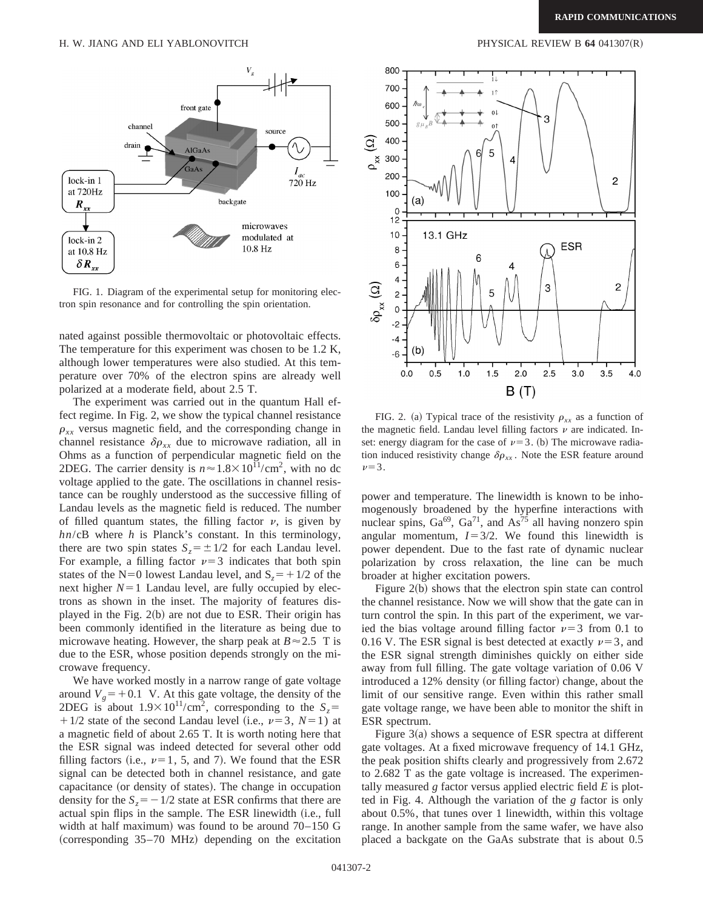FIG. 1. Diagram of the experimental setup for monitoring electron spin resonance and for controlling the spin orientation.

nated against possible thermovoltaic or photovoltaic effects. The temperature for this experiment was chosen to be 1.2 K, although lower temperatures were also studied. At this temperature over 70% of the electron spins are already well polarized at a moderate field, about 2.5 T.

The experiment was carried out in the quantum Hall effect regime. In Fig. 2, we show the typical channel resistance $\rho_{xx}$ versus magnetic field, and the corresponding change in channel resistance $\delta\rho_{xx}$ due to microwave radiation, all in Ohms as a function of perpendicular magnetic field on the 2DEG. The carrier density is $n \approx 1.8 \times 10^{11}/\mathrm{cm}^2$, with no dc voltage applied to the gate. The oscillations in channel resistance can be roughly understood as the successive filling of Landau levels as the magnetic field is reduced. The number of filled quantum states, the filling factor $\nu$, is given by $hn/\mathrm{c}B$ where $h$ is Planck's constant. In this terminology, there are two spin states $S_z = \pm 1/2$ for each Landau level. For example, a filling factor $\nu=3$ indicates that both spin states of the N=0 lowest Landau level, and $S_z = +1/2$ of the next higher $N=1$ Landau level, are fully occupied by electrons as shown in the inset. The majority of features displayed in the Fig. 2(b) are not due to ESR. Their origin has been commonly identified in the literature as being due to microwave heating. However, the sharp peak at $B \approx 2.5$ T is due to the ESR, whose position depends strongly on the microwave frequency.

We have worked mostly in a narrow range of gate voltage around $V_g = +0.1$ V. At this gate voltage, the density of the 2DEG is about $1.9 \times 10^{11}/\mathrm{cm}^2$, corresponding to the $S_z = +1/2$ state of the second Landau level (i.e., $\nu=3$, $N=1$) at a magnetic field of about 2.65 T. It is worth noting here that the ESR signal was indeed detected for several other odd filling factors (i.e., $\nu=1$, 5, and 7). We found that the ESR signal can be detected both in channel resistance, and gate capacitance (or density of states). The change in occupation density for the $S_z = -1/2$ state at ESR confirms that there are actual spin flips in the sample. The ESR linewidth (i.e., full width at half maximum) was found to be around 70–150 G (corresponding 35–70 MHz) depending on the excitation power and temperature. The linewidth is known to be inhomogenously broadened by the hyperfine interactions with nuclear spins, $\mathrm{Ga}^{69}$, $\mathrm{Ga}^{71}$, and $\mathrm{As}^{75}$ all having nonzero spin angular momentum, $I=3/2$. We found this linewidth is power dependent. Due to the fast rate of dynamic nuclear polarization by cross relaxation, the line can be much broader at higher excitation powers.

FIG. 2. (a) Typical trace of the resistivity $\rho_{xx}$ as a function of the magnetic field. Landau level filling factors $\nu$ are indicated. Inset: energy diagram for the case of $\nu=3$. (b) The microwave radiation induced resistivity change $\delta\rho_{xx}$. Note the ESR feature around $\nu=3$.

Figure 2(b) shows that the electron spin state can control the channel resistance. Now we will show that the gate can in turn control the spin. In this part of the experiment, we varied the bias voltage around filling factor $\nu=3$ from 0.1 to 0.16 V. The ESR signal is best detected at exactly $\nu=3$, and the ESR signal strength diminishes quickly on either side away from full filling. The gate voltage variation of 0.06 V introduced a 12% density (or filling factor) change, about the limit of our sensitive range. Even within this rather small gate voltage range, we have been able to monitor the shift in ESR spectrum.

Figure 3(a) shows a sequence of ESR spectra at different gate voltages. At a fixed microwave frequency of 14.1 GHz, the peak position shifts clearly and progressively from 2.672 to 2.682 T as the gate voltage is increased. The experimentally measured $g$ factor versus applied electric field $E$ is plotted in Fig. 4. Although the variation of the $g$ factor is only about 0.5%, that tunes over 1 linewidth, within this voltage range. In another sample from the same wafer, we have also placed a backgate on the GaAs substrate that is about 0.5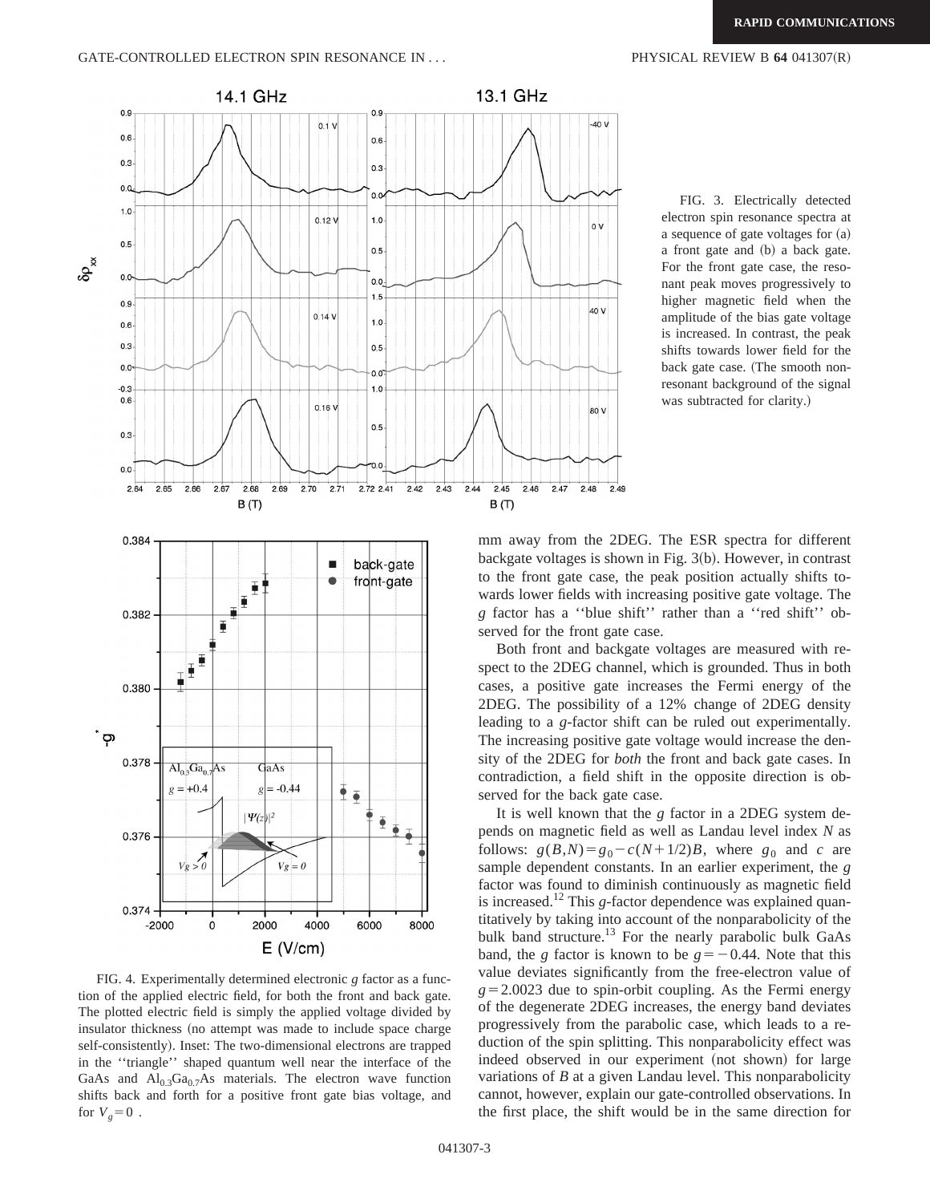FIG. 3. Electrically detected electron spin resonance spectra at a sequence of gate voltages for (a) a front gate and (b) a back gate. For the front gate case, the resonant peak moves progressively to higher magnetic field when the amplitude of the bias gate voltage is increased. In contrast, the peak shifts towards lower field for the back gate case. (The smooth nonresonant background of the signal was subtracted for clarity.)

FIG. 4. Experimentally determined electronic $g$ factor as a function of the applied electric field, for both the front and back gate. The plotted electric field is simply the applied voltage divided by insulator thickness (no attempt was made to include space charge self-consistently). Inset: The two-dimensional electrons are trapped in the ''triangle'' shaped quantum well near the interface of the GaAs and $Al_{0.3}Ga_{0.7}As$ materials. The electron wave function shifts back and forth for a positive front gate bias voltage, and for $V_g = 0$ .

mm away from the 2DEG. The ESR spectra for different backgate voltages is shown in Fig. 3(b). However, in contrast to the front gate case, the peak position actually shifts towards lower fields with increasing positive gate voltage. The $g$ factor has a ''blue shift'' rather than a ''red shift'' observed for the front gate case.

Both front and backgate voltages are measured with respect to the 2DEG channel, which is grounded. Thus in both cases, a positive gate increases the Fermi energy of the 2DEG. The possibility of a 12% change of 2DEG density leading to a $g$-factor shift can be ruled out experimentally. The increasing positive gate voltage would increase the density of the 2DEG for *both* the front and back gate cases. In contradiction, a field shift in the opposite direction is observed for the back gate case.

It is well known that the $g$ factor in a 2DEG system depends on magnetic field as well as Landau level index $N$ as follows: $g(B,N) = g_0 - c(N + 1/2)B$, where $g_0$ and $c$ are sample dependent constants. In an earlier experiment, the $g$ factor was found to diminish continuously as magnetic field is increased.[12] This $g$-factor dependence was explained quantitatively by taking into account of the nonparabolicity of the bulk band structure.[13] For the nearly parabolic bulk GaAs band, the $g$ factor is known to be $g = -0.44$. Note that this value deviates significantly from the free-electron value of $g = 2.0023$ due to spin-orbit coupling. As the Fermi energy of the degenerate 2DEG increases, the energy band deviates progressively from the parabolic case, which leads to a reduction of the spin splitting. This nonparabolicity effect was indeed observed in our experiment (not shown) for large variations of $B$ at a given Landau level. This nonparabolicity cannot, however, explain our gate-controlled observations. In the first place, the shift would be in the same direction for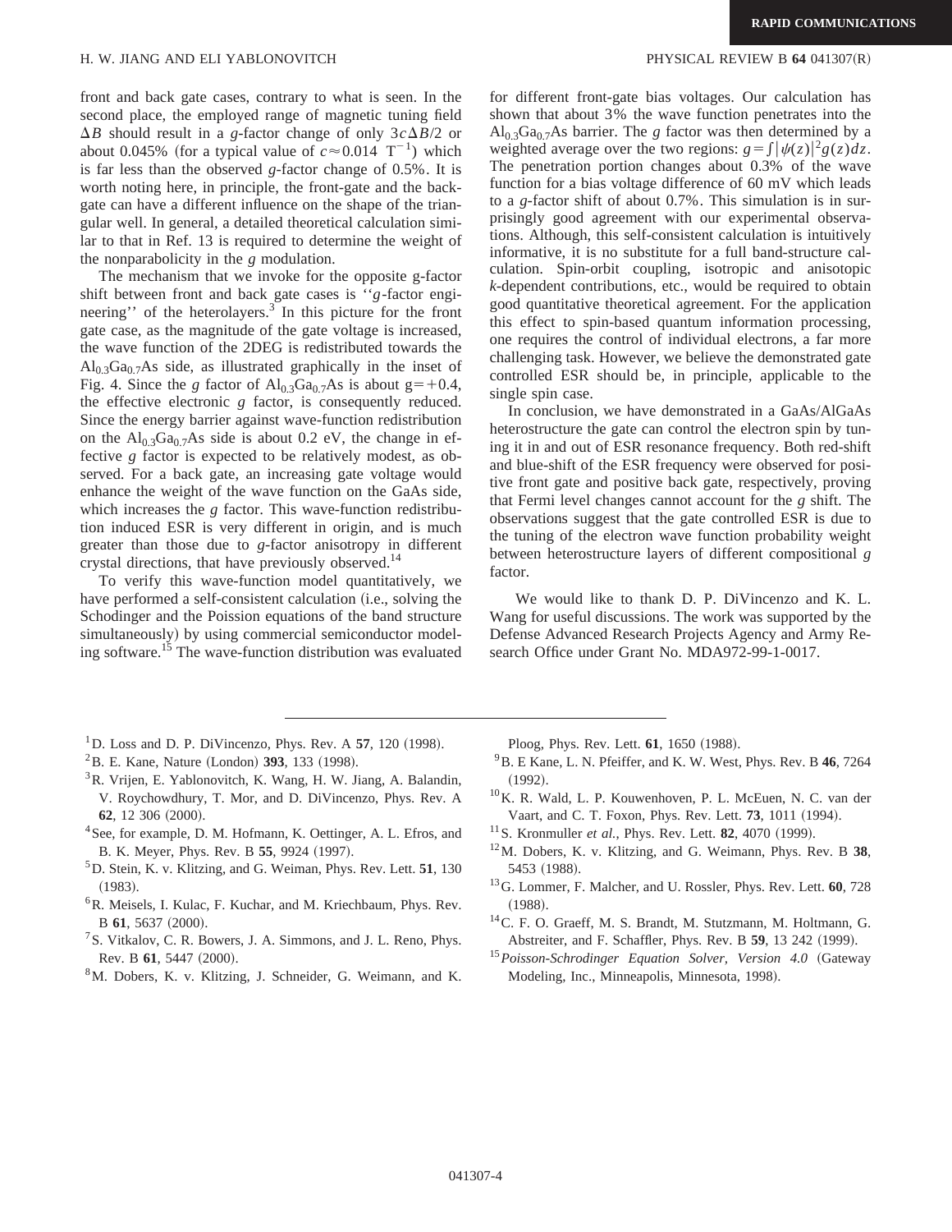front and back gate cases, contrary to what is seen. In the second place, the employed range of magnetic tuning field $\Delta B$ should result in a *g*-factor change of only $3c\Delta B/2$ or about 0.045% (for a typical value of $c \approx 0.014\ \mathrm{T}^{-1}$) which is far less than the observed *g*-factor change of 0.5%. It is worth noting here, in principle, the front-gate and the back-gate can have a different influence on the shape of the triangular well. In general, a detailed theoretical calculation similar to that in Ref. 13 is required to determine the weight of the nonparabolicity in the *g* modulation.

The mechanism that we invoke for the opposite g-factor shift between front and back gate cases is "*g*-factor engineering" of the heterolayers.[3] In this picture for the front gate case, as the magnitude of the gate voltage is increased, the wave function of the 2DEG is redistributed towards the $Al_{0.3}Ga_{0.7}As$ side, as illustrated graphically in the inset of Fig. 4. Since the *g* factor of $Al_{0.3}Ga_{0.7}As$ is about $g = +0.4$, the effective electronic *g* factor, is consequently reduced. Since the energy barrier against wave-function redistribution on the $Al_{0.3}Ga_{0.7}As$ side is about 0.2 eV, the change in effective *g* factor is expected to be relatively modest, as observed. For a back gate, an increasing gate voltage would enhance the weight of the wave function on the GaAs side, which increases the *g* factor. This wave-function redistribution induced ESR is very different in origin, and is much greater than those due to *g*-factor anisotropy in different crystal directions, that have previously observed.[14]

To verify this wave-function model quantitatively, we have performed a self-consistent calculation (i.e., solving the Schodinger and the Poisson equations of the band structure simultaneously) by using commercial semiconductor modeling software.[15] The wave-function distribution was evaluated for different front-gate bias voltages. Our calculation has shown that about 3% the wave function penetrates into the $Al_{0.3}Ga_{0.7}As$ barrier. The *g* factor was then determined by a weighted average over the two regions: $g = \int |\psi(z)|^2 g(z) dz$. The penetration portion changes about 0.3% of the wave function for a bias voltage difference of 60 mV which leads to a *g*-factor shift of about 0.7%. This simulation is in surprisingly good agreement with our experimental observations. Although, this self-consistent calculation is intuitively informative, it is no substitute for a full band-structure calculation. Spin-orbit coupling, isotropic and anisotopic *k*-dependent contributions, etc., would be required to obtain good quantitative theoretical agreement. For the application this effect to spin-based quantum information processing, one requires the control of individual electrons, a far more challenging task. However, we believe the demonstrated gate controlled ESR should be, in principle, applicable to the single spin case.

In conclusion, we have demonstrated in a GaAs/AlGaAs heterostructure the gate can control the electron spin by tuning it in and out of ESR resonance frequency. Both red-shift and blue-shift of the ESR frequency were observed for positive front gate and positive back gate, respectively, proving that Fermi level changes cannot account for the *g* shift. The observations suggest that the gate controlled ESR is due to the tuning of the electron wave function probability weight between heterostructure layers of different compositional *g* factor.

We would like to thank D. P. DiVincenzo and K. L. Wang for useful discussions. The work was supported by the Defense Advanced Research Projects Agency and Army Research Office under Grant No. MDA972-99-1-0017.

---

[1] D. Loss and D. P. DiVincenzo, Phys. Rev. A **57**, 120 (1998).

[2] B. E. Kane, Nature (London) **393**, 133 (1998).

[3] R. Vrijen, E. Yablonovitch, K. Wang, H. W. Jiang, A. Balandin, V. Roychowdhury, T. Mor, and D. DiVincenzo, Phys. Rev. A **62**, 12 306 (2000).

[4] See, for example, D. M. Hofmann, K. Oettinger, A. L. Efros, and B. K. Meyer, Phys. Rev. B **55**, 9924 (1997).

[5] D. Stein, K. v. Klitzing, and G. Weiman, Phys. Rev. Lett. **51**, 130 (1983).

[6] R. Meisels, I. Kulac, F. Kuchar, and M. Kriechbaum, Phys. Rev. B **61**, 5637 (2000).

[7] S. Vitkalov, C. R. Bowers, J. A. Simmons, and J. L. Reno, Phys. Rev. B **61**, 5447 (2000).

[8] M. Dobers, K. v. Klitzing, J. Schneider, G. Weimann, and K. Ploog, Phys. Rev. Lett. **61**, 1650 (1988).

[9] B. E Kane, L. N. Pfeiffer, and K. W. West, Phys. Rev. B **46**, 7264 (1992).

[10] K. R. Wald, L. P. Kouwenhoven, P. L. McEuen, N. C. van der Vaart, and C. T. Foxon, Phys. Rev. Lett. **73**, 1011 (1994).

[11] S. Kronmuller *et al.*, Phys. Rev. Lett. **82**, 4070 (1999).

[12] M. Dobers, K. v. Klitzing, and G. Weimann, Phys. Rev. B **38**, 5453 (1988).

[13] G. Lommer, F. Malcher, and U. Rossler, Phys. Rev. Lett. **60**, 728 (1988).

[14] C. F. O. Graeff, M. S. Brandt, M. Stutzmann, M. Holtmann, G. Abstreiter, and F. Schaffler, Phys. Rev. B **59**, 13 242 (1999).

[15] *Poisson-Schrodinger Equation Solver, Version 4.0* (Gateway Modeling, Inc., Minneapolis, Minnesota, 1998).